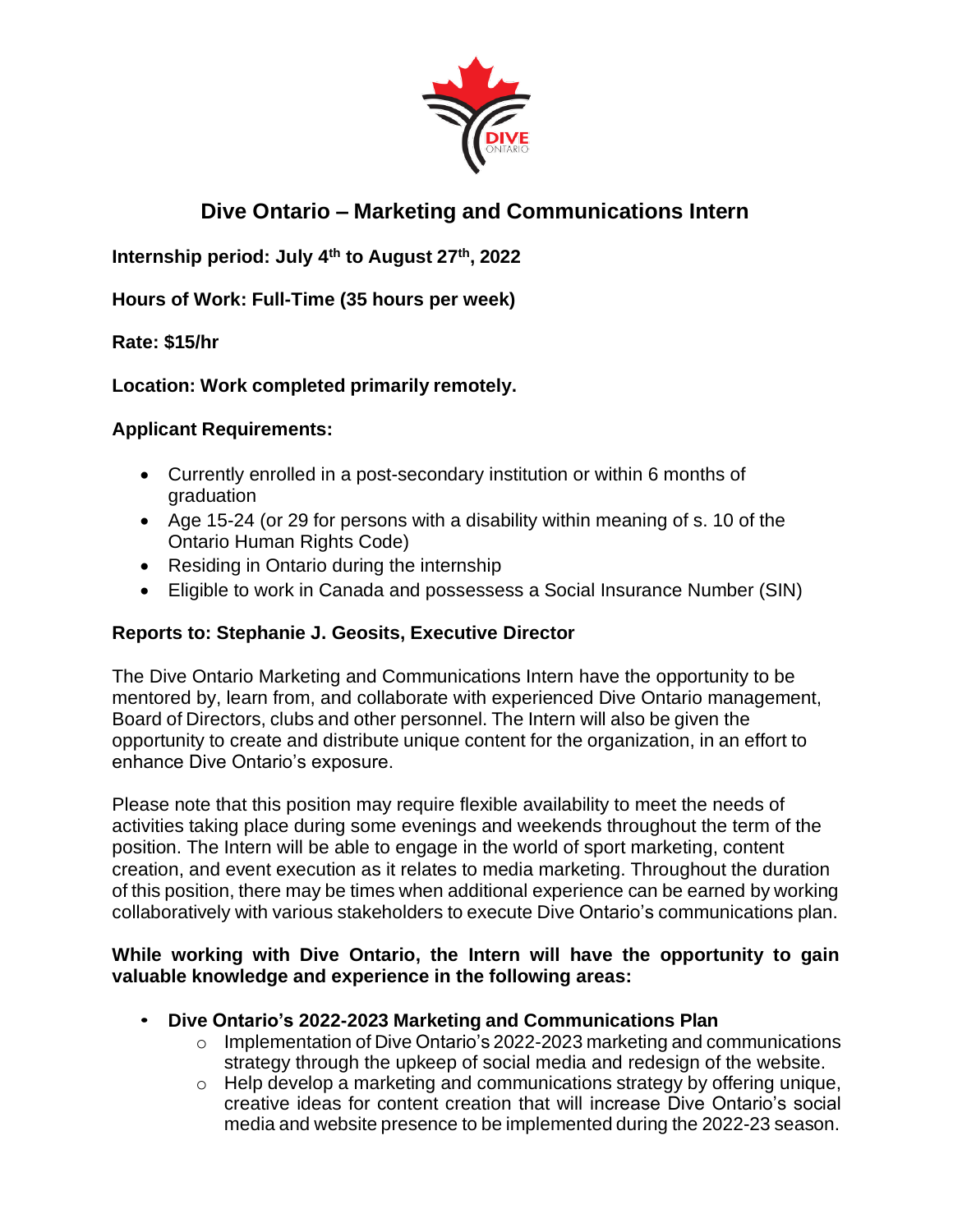# Dive Ontario – Marketing and Communications Intern

**Internship period: July 4th to August 27th, 2022**

**Hours of Work: Full-Time (35 hours per week)**

**Rate: $15/hr**

**Location: Work completed primarily remotely.**

**Applicant Requirements:**

- Currently enrolled in a post-secondary institution or within 6 months of graduation
- Age 15-24 (or 29 for persons with a disability within meaning of s. 10 of the Ontario Human Rights Code)
- Residing in Ontario during the internship
- Eligible to work in Canada and possessess a Social Insurance Number (SIN)

**Reports to: Stephanie J. Geosits, Executive Director**

The Dive Ontario Marketing and Communications Intern have the opportunity to be mentored by, learn from, and collaborate with experienced Dive Ontario management, Board of Directors, clubs and other personnel. The Intern will also be given the opportunity to create and distribute unique content for the organization, in an effort to enhance Dive Ontario's exposure.

Please note that this position may require flexible availability to meet the needs of activities taking place during some evenings and weekends throughout the term of the position. The Intern will be able to engage in the world of sport marketing, content creation, and event execution as it relates to media marketing. Throughout the duration of this position, there may be times when additional experience can be earned by working collaboratively with various stakeholders to execute Dive Ontario's communications plan.

**While working with Dive Ontario, the Intern will have the opportunity to gain valuable knowledge and experience in the following areas:**

- **Dive Ontario's 2022-2023 Marketing and Communications Plan**
  - Implementation of Dive Ontario's 2022-2023 marketing and communications strategy through the upkeep of social media and redesign of the website.
  - Help develop a marketing and communications strategy by offering unique, creative ideas for content creation that will increase Dive Ontario's social media and website presence to be implemented during the 2022-23 season.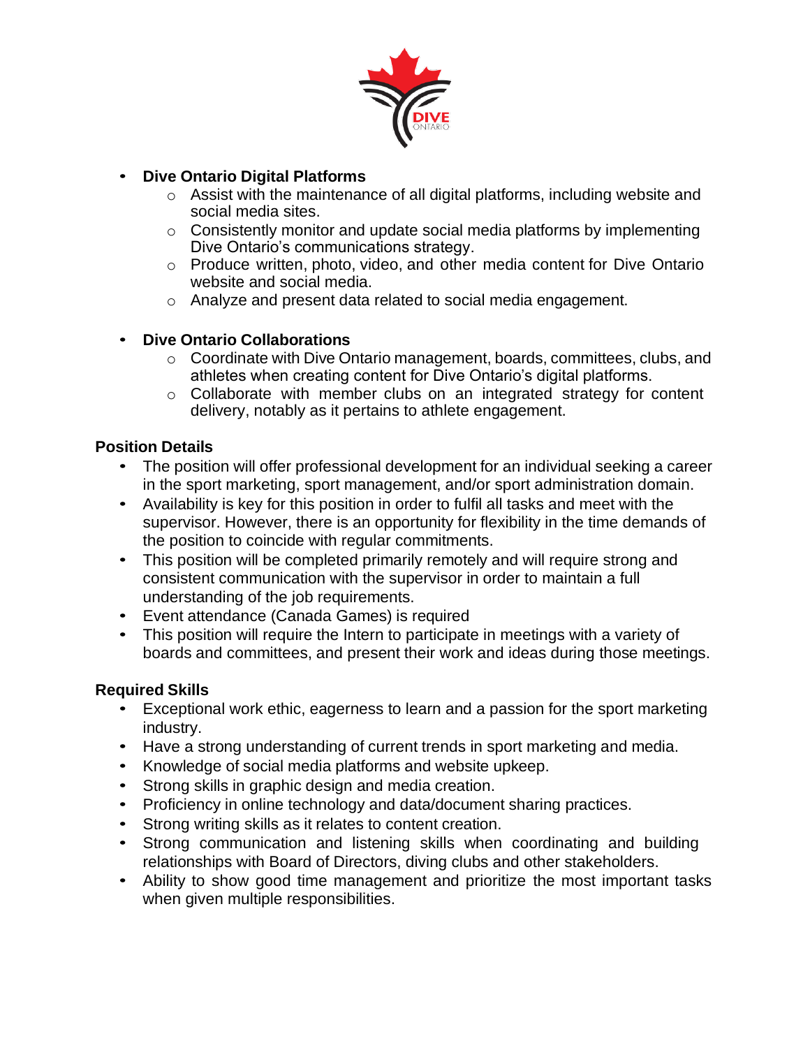- **Dive Ontario Digital Platforms**
  - Assist with the maintenance of all digital platforms, including website and social media sites.
  - Consistently monitor and update social media platforms by implementing Dive Ontario's communications strategy.
  - Produce written, photo, video, and other media content for Dive Ontario website and social media.
  - Analyze and present data related to social media engagement.

- **Dive Ontario Collaborations**
  - Coordinate with Dive Ontario management, boards, committees, clubs, and athletes when creating content for Dive Ontario's digital platforms.
  - Collaborate with member clubs on an integrated strategy for content delivery, notably as it pertains to athlete engagement.

**Position Details**

- The position will offer professional development for an individual seeking a career in the sport marketing, sport management, and/or sport administration domain.
- Availability is key for this position in order to fulfil all tasks and meet with the supervisor. However, there is an opportunity for flexibility in the time demands of the position to coincide with regular commitments.
- This position will be completed primarily remotely and will require strong and consistent communication with the supervisor in order to maintain a full understanding of the job requirements.
- Event attendance (Canada Games) is required
- This position will require the Intern to participate in meetings with a variety of boards and committees, and present their work and ideas during those meetings.

**Required Skills**

- Exceptional work ethic, eagerness to learn and a passion for the sport marketing industry.
- Have a strong understanding of current trends in sport marketing and media.
- Knowledge of social media platforms and website upkeep.
- Strong skills in graphic design and media creation.
- Proficiency in online technology and data/document sharing practices.
- Strong writing skills as it relates to content creation.
- Strong communication and listening skills when coordinating and building relationships with Board of Directors, diving clubs and other stakeholders.
- Ability to show good time management and prioritize the most important tasks when given multiple responsibilities.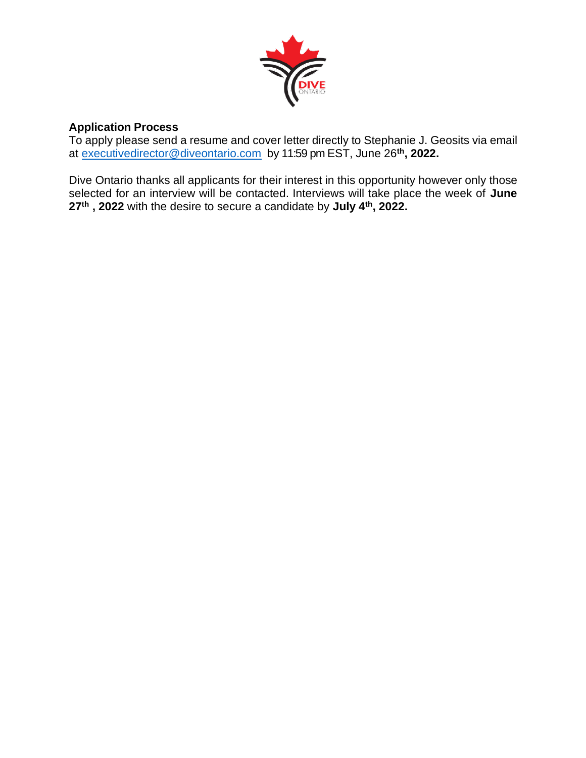## Application Process

To apply please send a resume and cover letter directly to Stephanie J. Geosits via email at executivedirector@diveontario.com by 11:59 pm EST, June 26**th, 2022.**

Dive Ontario thanks all applicants for their interest in this opportunity however only those selected for an interview will be contacted. Interviews will take place the week of **June 27th , 2022** with the desire to secure a candidate by **July 4th, 2022.**